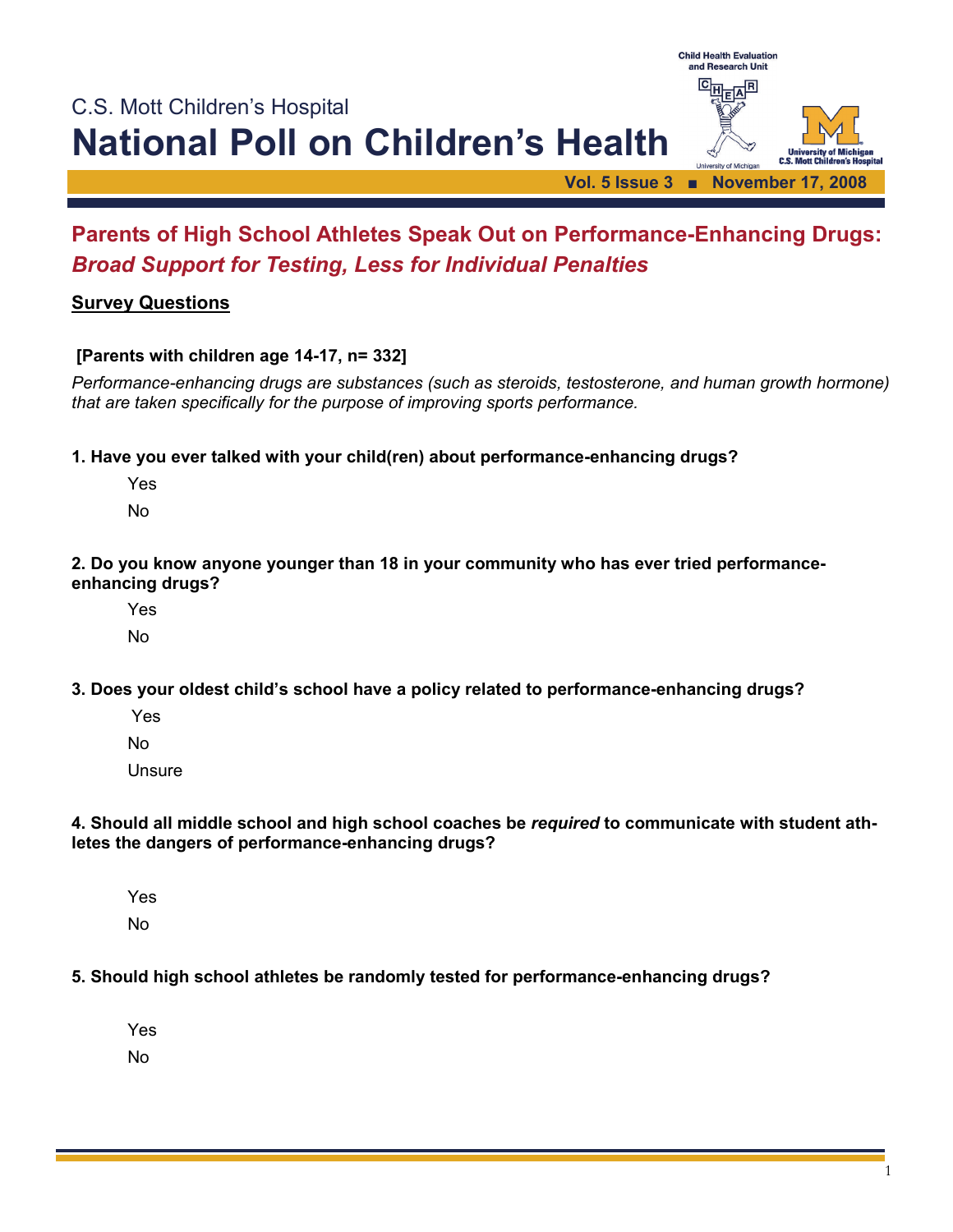C.S. Mott Children's Hospital

# National Poll on Children's Health

Child Health Evaluation and Research Unit

University of Michigan C.S. Mott Children's Hospital

Vol. 5 Issue 3 ■ November 17, 2008

## Parents of High School Athletes Speak Out on Performance-Enhancing Drugs: *Broad Support for Testing, Less for Individual Penalties*

### Survey Questions

**[Parents with children age 14-17, n= 332]**

*Performance-enhancing drugs are substances (such as steroids, testosterone, and human growth hormone) that are taken specifically for the purpose of improving sports performance.*

**1. Have you ever talked with your child(ren) about performance-enhancing drugs?**

Yes

No

**2. Do you know anyone younger than 18 in your community who has ever tried performance-enhancing drugs?**

Yes

No

**3. Does your oldest child's school have a policy related to performance-enhancing drugs?**

Yes

No

Unsure

**4. Should all middle school and high school coaches be *required* to communicate with student athletes the dangers of performance-enhancing drugs?**

Yes

No

**5. Should high school athletes be randomly tested for performance-enhancing drugs?**

Yes

No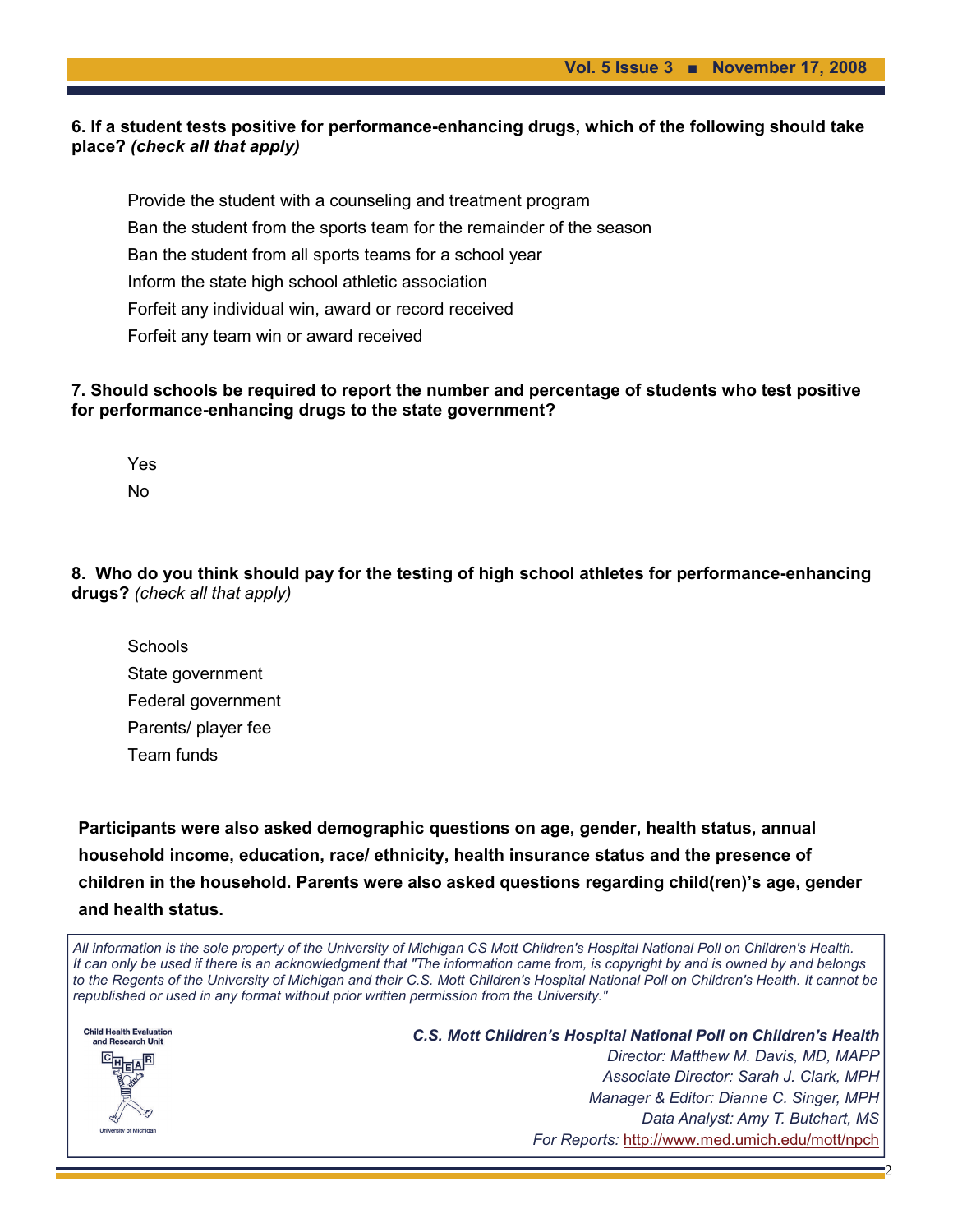**6. If a student tests positive for performance-enhancing drugs, which of the following should take place?** ***(check all that apply)***

Provide the student with a counseling and treatment program

Ban the student from the sports team for the remainder of the season

Ban the student from all sports teams for a school year

Inform the state high school athletic association

Forfeit any individual win, award or record received

Forfeit any team win or award received

**7. Should schools be required to report the number and percentage of students who test positive for performance-enhancing drugs to the state government?**

Yes

No

**8. Who do you think should pay for the testing of high school athletes for performance-enhancing drugs?** *(check all that apply)*

Schools

State government

Federal government

Parents/ player fee

Team funds

**Participants were also asked demographic questions on age, gender, health status, annual household income, education, race/ ethnicity, health insurance status and the presence of children in the household. Parents were also asked questions regarding child(ren)'s age, gender and health status.**

*All information is the sole property of the University of Michigan CS Mott Children's Hospital National Poll on Children's Health. It can only be used if there is an acknowledgment that "The information came from, is copyright by and is owned by and belongs to the Regents of the University of Michigan and their C.S. Mott Children's Hospital National Poll on Children's Health. It cannot be republished or used in any format without prior written permission from the University."*

Child Health Evaluation and Research Unit

University of Michigan

***C.S. Mott Children's Hospital National Poll on Children's Health***

*Director: Matthew M. Davis, MD, MAPP*

*Associate Director: Sarah J. Clark, MPH*

*Manager & Editor: Dianne C. Singer, MPH*

*Data Analyst: Amy T. Butchart, MS*

*For Reports:* http://www.med.umich.edu/mott/npch